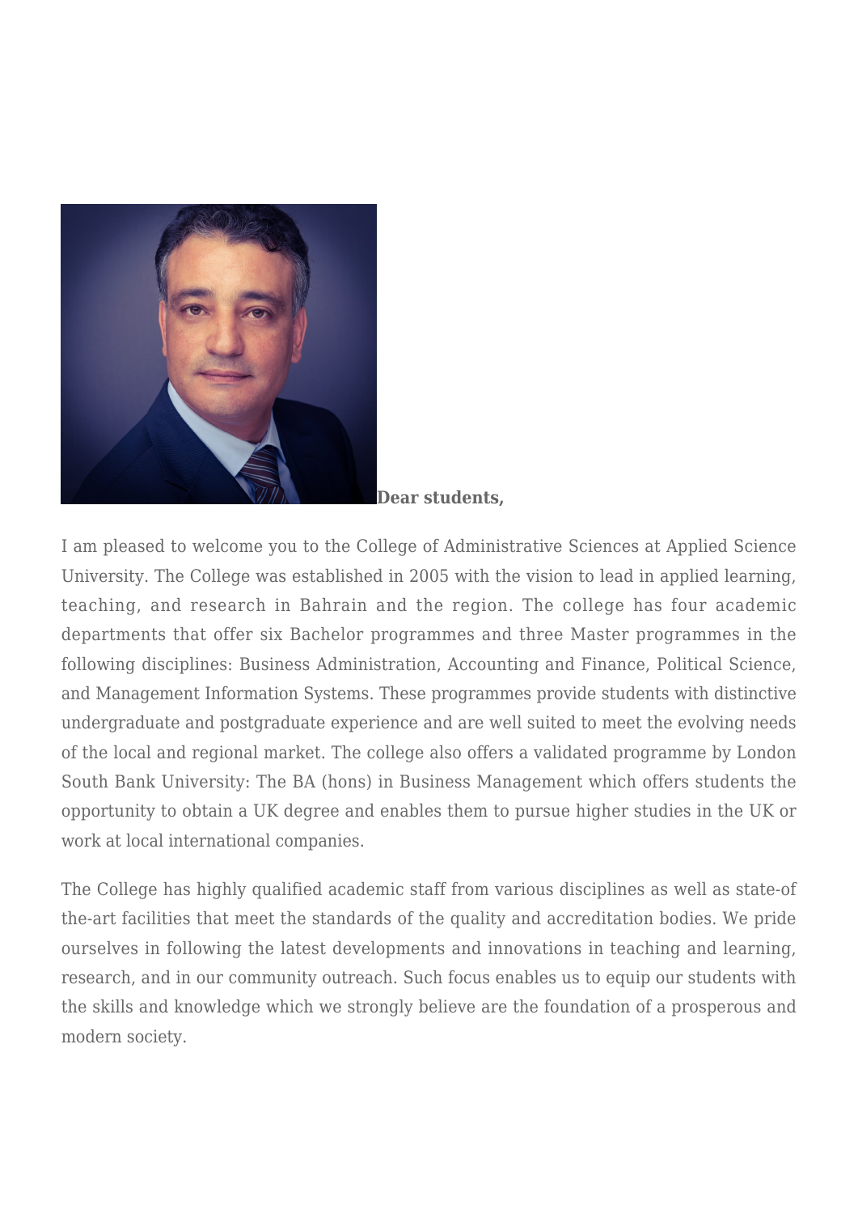**Dear students,**

I am pleased to welcome you to the College of Administrative Sciences at Applied Science University. The College was established in 2005 with the vision to lead in applied learning, teaching, and research in Bahrain and the region. The college has four academic departments that offer six Bachelor programmes and three Master programmes in the following disciplines: Business Administration, Accounting and Finance, Political Science, and Management Information Systems. These programmes provide students with distinctive undergraduate and postgraduate experience and are well suited to meet the evolving needs of the local and regional market. The college also offers a validated programme by London South Bank University: The BA (hons) in Business Management which offers students the opportunity to obtain a UK degree and enables them to pursue higher studies in the UK or work at local international companies.

The College has highly qualified academic staff from various disciplines as well as state-of the-art facilities that meet the standards of the quality and accreditation bodies. We pride ourselves in following the latest developments and innovations in teaching and learning, research, and in our community outreach. Such focus enables us to equip our students with the skills and knowledge which we strongly believe are the foundation of a prosperous and modern society.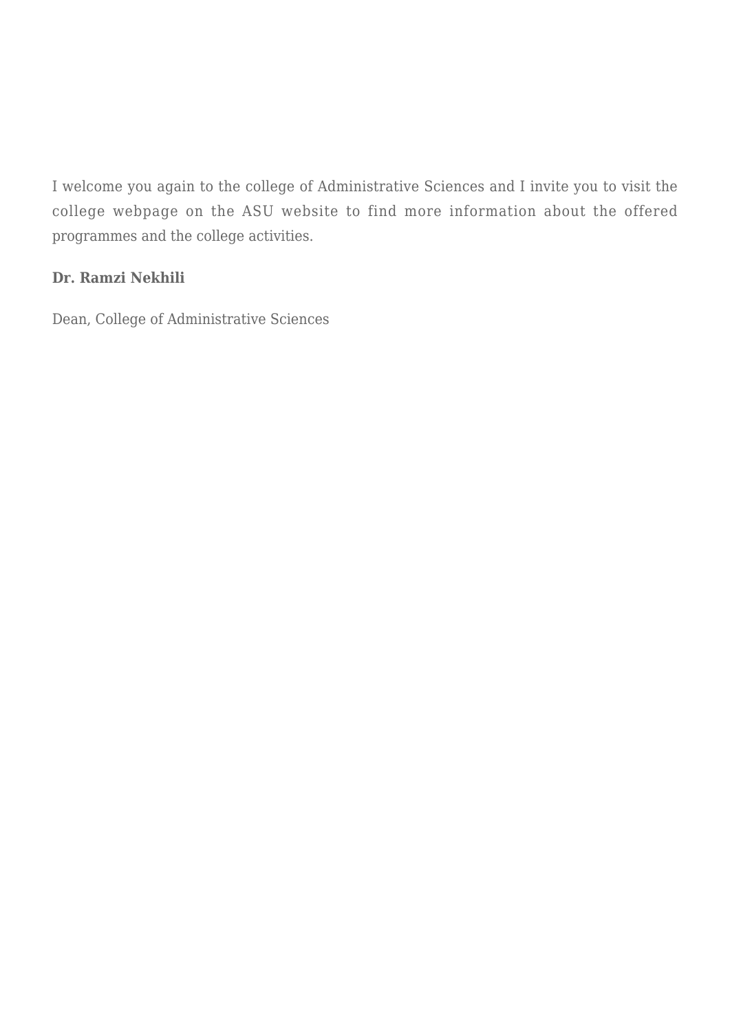I welcome you again to the college of Administrative Sciences and I invite you to visit the college webpage on the ASU website to find more information about the offered programmes and the college activities.

**Dr. Ramzi Nekhili**

Dean, College of Administrative Sciences